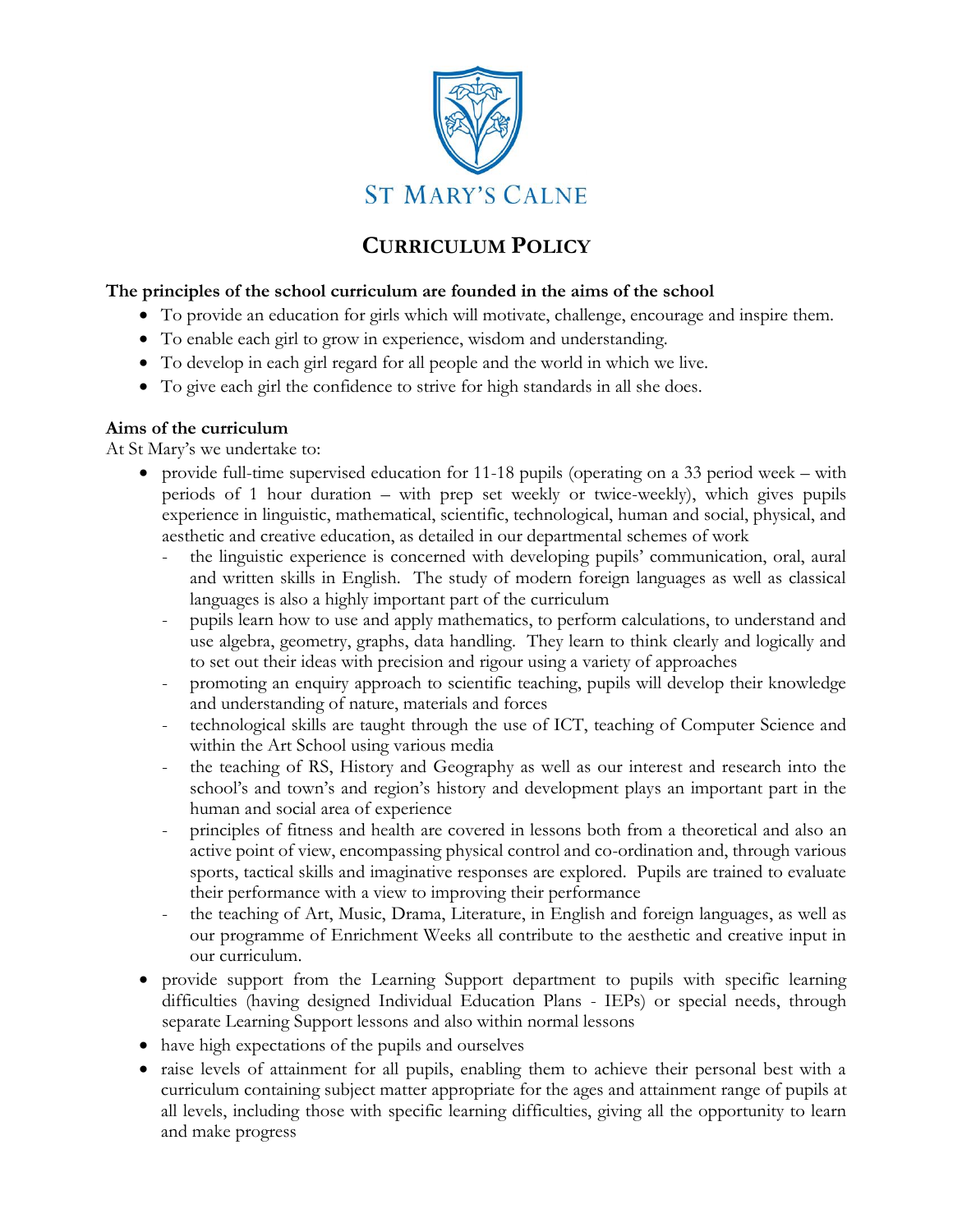ST MARY'S CALNE

# CURRICULUM POLICY

**The principles of the school curriculum are founded in the aims of the school**

- To provide an education for girls which will motivate, challenge, encourage and inspire them.
- To enable each girl to grow in experience, wisdom and understanding.
- To develop in each girl regard for all people and the world in which we live.
- To give each girl the confidence to strive for high standards in all she does.

**Aims of the curriculum**

At St Mary's we undertake to:

- provide full-time supervised education for 11-18 pupils (operating on a 33 period week – with periods of 1 hour duration – with prep set weekly or twice-weekly), which gives pupils experience in linguistic, mathematical, scientific, technological, human and social, physical, and aesthetic and creative education, as detailed in our departmental schemes of work
  - the linguistic experience is concerned with developing pupils' communication, oral, aural and written skills in English. The study of modern foreign languages as well as classical languages is also a highly important part of the curriculum
  - pupils learn how to use and apply mathematics, to perform calculations, to understand and use algebra, geometry, graphs, data handling. They learn to think clearly and logically and to set out their ideas with precision and rigour using a variety of approaches
  - promoting an enquiry approach to scientific teaching, pupils will develop their knowledge and understanding of nature, materials and forces
  - technological skills are taught through the use of ICT, teaching of Computer Science and within the Art School using various media
  - the teaching of RS, History and Geography as well as our interest and research into the school's and town's and region's history and development plays an important part in the human and social area of experience
  - principles of fitness and health are covered in lessons both from a theoretical and also an active point of view, encompassing physical control and co-ordination and, through various sports, tactical skills and imaginative responses are explored. Pupils are trained to evaluate their performance with a view to improving their performance
  - the teaching of Art, Music, Drama, Literature, in English and foreign languages, as well as our programme of Enrichment Weeks all contribute to the aesthetic and creative input in our curriculum.
- provide support from the Learning Support department to pupils with specific learning difficulties (having designed Individual Education Plans - IEPs) or special needs, through separate Learning Support lessons and also within normal lessons
- have high expectations of the pupils and ourselves
- raise levels of attainment for all pupils, enabling them to achieve their personal best with a curriculum containing subject matter appropriate for the ages and attainment range of pupils at all levels, including those with specific learning difficulties, giving all the opportunity to learn and make progress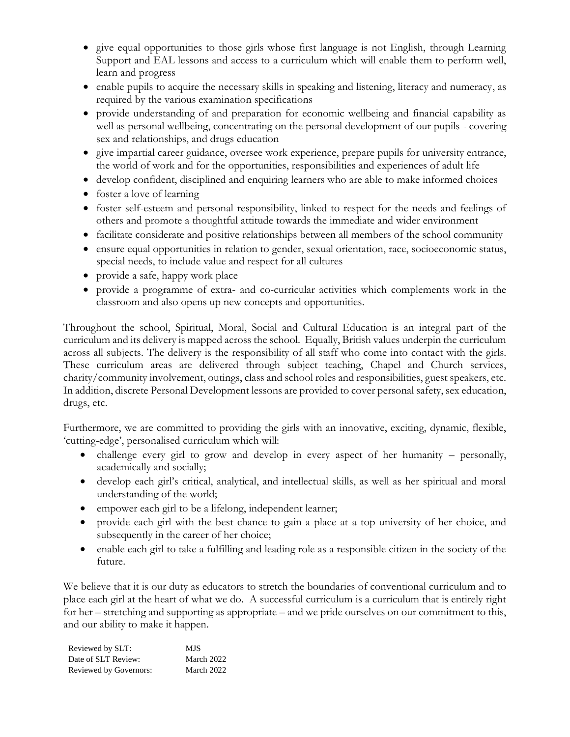- give equal opportunities to those girls whose first language is not English, through Learning Support and EAL lessons and access to a curriculum which will enable them to perform well, learn and progress
- enable pupils to acquire the necessary skills in speaking and listening, literacy and numeracy, as required by the various examination specifications
- provide understanding of and preparation for economic wellbeing and financial capability as well as personal wellbeing, concentrating on the personal development of our pupils - covering sex and relationships, and drugs education
- give impartial career guidance, oversee work experience, prepare pupils for university entrance, the world of work and for the opportunities, responsibilities and experiences of adult life
- develop confident, disciplined and enquiring learners who are able to make informed choices
- foster a love of learning
- foster self-esteem and personal responsibility, linked to respect for the needs and feelings of others and promote a thoughtful attitude towards the immediate and wider environment
- facilitate considerate and positive relationships between all members of the school community
- ensure equal opportunities in relation to gender, sexual orientation, race, socioeconomic status, special needs, to include value and respect for all cultures
- provide a safe, happy work place
- provide a programme of extra- and co-curricular activities which complements work in the classroom and also opens up new concepts and opportunities.

Throughout the school, Spiritual, Moral, Social and Cultural Education is an integral part of the curriculum and its delivery is mapped across the school. Equally, British values underpin the curriculum across all subjects. The delivery is the responsibility of all staff who come into contact with the girls. These curriculum areas are delivered through subject teaching, Chapel and Church services, charity/community involvement, outings, class and school roles and responsibilities, guest speakers, etc. In addition, discrete Personal Development lessons are provided to cover personal safety, sex education, drugs, etc.

Furthermore, we are committed to providing the girls with an innovative, exciting, dynamic, flexible, 'cutting-edge', personalised curriculum which will:

- challenge every girl to grow and develop in every aspect of her humanity – personally, academically and socially;
- develop each girl's critical, analytical, and intellectual skills, as well as her spiritual and moral understanding of the world;
- empower each girl to be a lifelong, independent learner;
- provide each girl with the best chance to gain a place at a top university of her choice, and subsequently in the career of her choice;
- enable each girl to take a fulfilling and leading role as a responsible citizen in the society of the future.

We believe that it is our duty as educators to stretch the boundaries of conventional curriculum and to place each girl at the heart of what we do. A successful curriculum is a curriculum that is entirely right for her – stretching and supporting as appropriate – and we pride ourselves on our commitment to this, and our ability to make it happen.

| | |
|---|---|
| Reviewed by SLT: | MJS |
| Date of SLT Review: | March 2022 |
| Reviewed by Governors: | March 2022 |